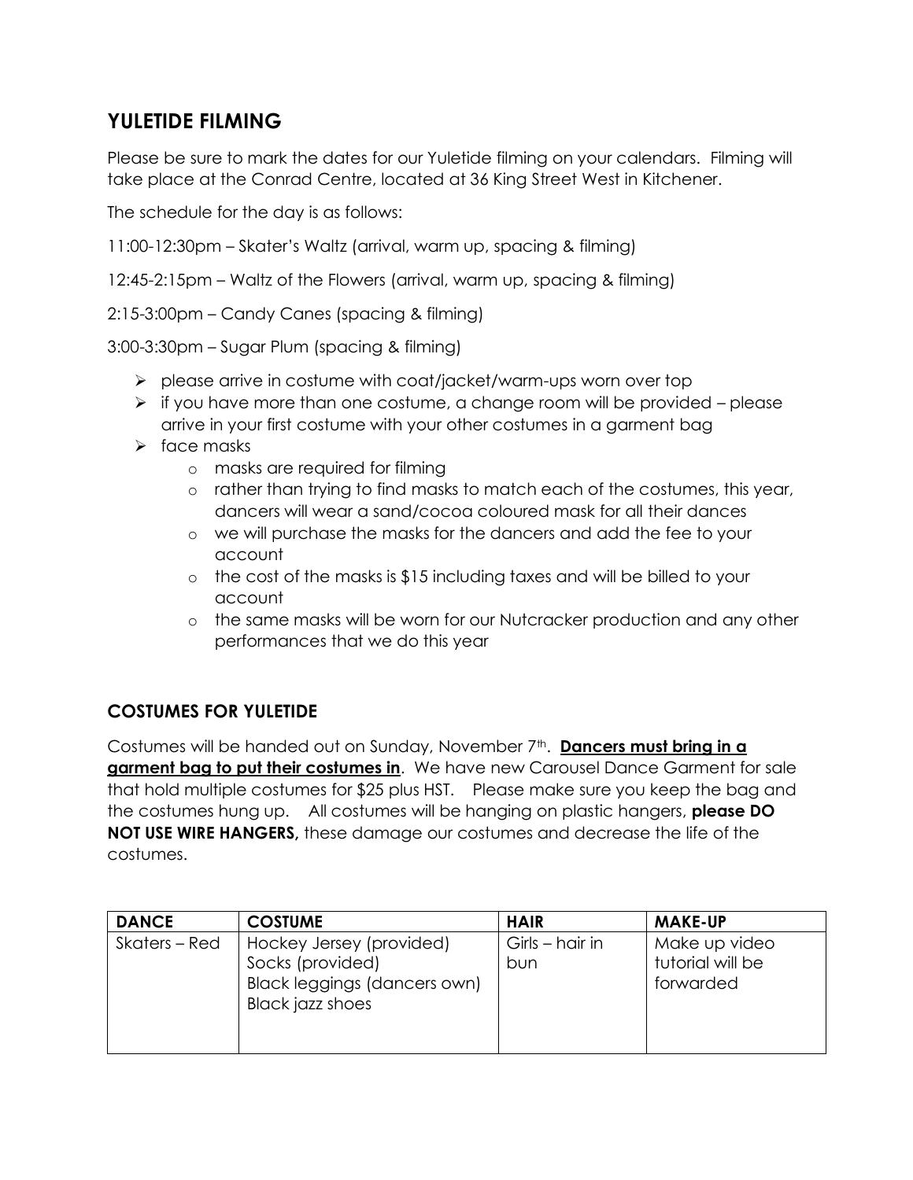## YULETIDE FILMING

Please be sure to mark the dates for our Yuletide filming on your calendars. Filming will take place at the Conrad Centre, located at 36 King Street West in Kitchener.

The schedule for the day is as follows:

11:00-12:30pm – Skater's Waltz (arrival, warm up, spacing & filming)

12:45-2:15pm – Waltz of the Flowers (arrival, warm up, spacing & filming)

2:15-3:00pm – Candy Canes (spacing & filming)

3:00-3:30pm – Sugar Plum (spacing & filming)

- please arrive in costume with coat/jacket/warm-ups worn over top
- if you have more than one costume, a change room will be provided – please arrive in your first costume with your other costumes in a garment bag
- face masks
  - masks are required for filming
  - rather than trying to find masks to match each of the costumes, this year, dancers will wear a sand/cocoa coloured mask for all their dances
  - we will purchase the masks for the dancers and add the fee to your account
  - the cost of the masks is $15 including taxes and will be billed to your account
  - the same masks will be worn for our Nutcracker production and any other performances that we do this year

### COSTUMES FOR YULETIDE

Costumes will be handed out on Sunday, November 7th. **Dancers must bring in a garment bag to put their costumes in**. We have new Carousel Dance Garment for sale that hold multiple costumes for $25 plus HST. Please make sure you keep the bag and the costumes hung up. All costumes will be hanging on plastic hangers, **please DO NOT USE WIRE HANGERS,** these damage our costumes and decrease the life of the costumes.

| DANCE | COSTUME | HAIR | MAKE-UP |
|---|---|---|---|
| Skaters – Red | Hockey Jersey (provided)<br>Socks (provided)<br>Black leggings (dancers own)<br>Black jazz shoes | Girls – hair in bun | Make up video tutorial will be forwarded |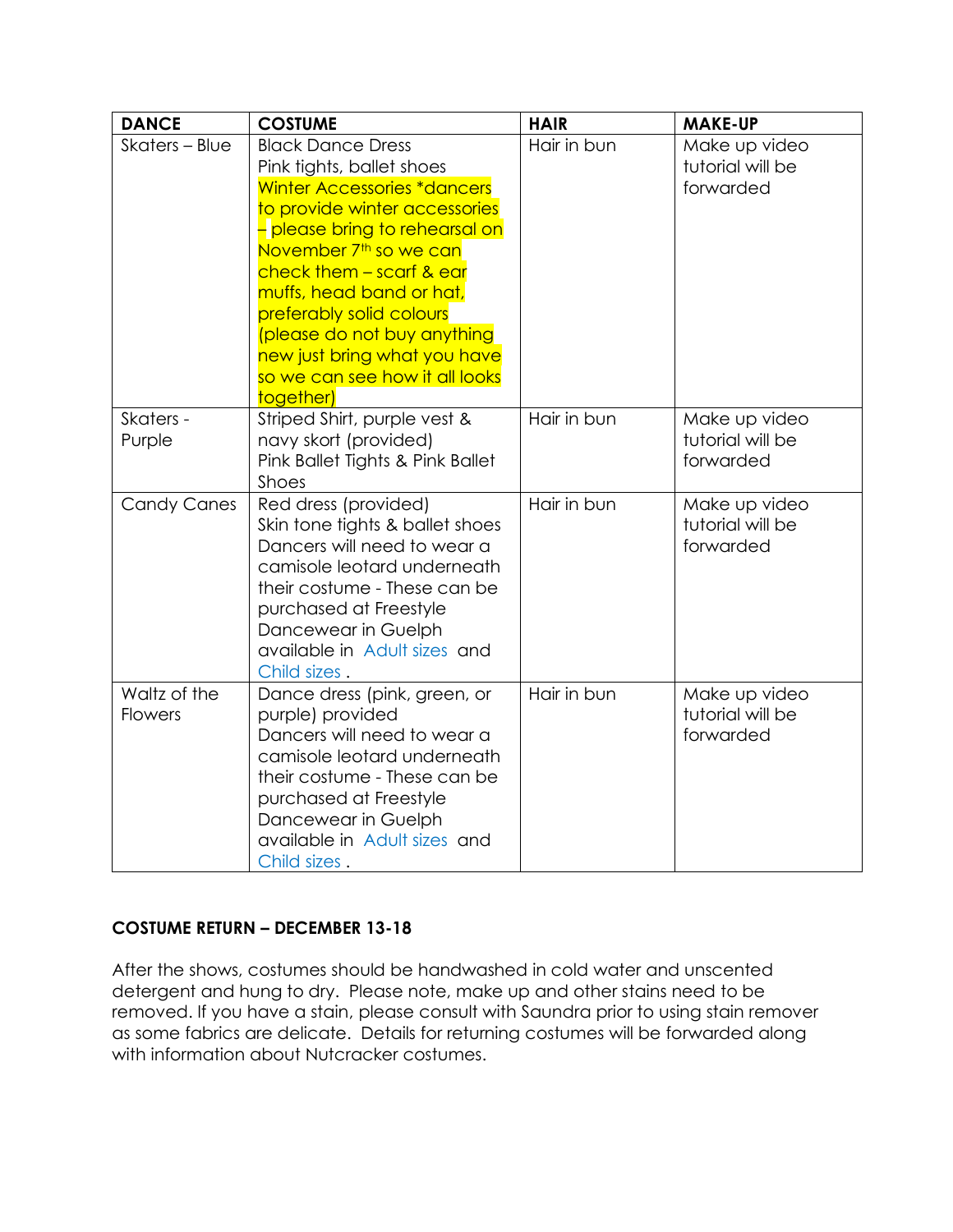| DANCE | COSTUME | HAIR | MAKE-UP |
| --- | --- | --- | --- |
| Skaters – Blue | Black Dance Dress<br>Pink tights, ballet shoes<br>Winter Accessories *dancers to provide winter accessories – please bring to rehearsal on November 7th so we can check them – scarf & ear muffs, head band or hat, preferably solid colours (please do not buy anything new just bring what you have so we can see how it all looks together) | Hair in bun | Make up video tutorial will be forwarded |
| Skaters - Purple | Striped Shirt, purple vest & navy skort (provided)<br>Pink Ballet Tights & Pink Ballet Shoes | Hair in bun | Make up video tutorial will be forwarded |
| Candy Canes | Red dress (provided)<br>Skin tone tights & ballet shoes<br>Dancers will need to wear a camisole leotard underneath their costume - These can be purchased at Freestyle Dancewear in Guelph available in Adult sizes and Child sizes . | Hair in bun | Make up video tutorial will be forwarded |
| Waltz of the Flowers | Dance dress (pink, green, or purple) provided<br>Dancers will need to wear a camisole leotard underneath their costume - These can be purchased at Freestyle Dancewear in Guelph available in Adult sizes and Child sizes . | Hair in bun | Make up video tutorial will be forwarded |

**COSTUME RETURN – DECEMBER 13-18**

After the shows, costumes should be handwashed in cold water and unscented detergent and hung to dry. Please note, make up and other stains need to be removed. If you have a stain, please consult with Saundra prior to using stain remover as some fabrics are delicate. Details for returning costumes will be forwarded along with information about Nutcracker costumes.